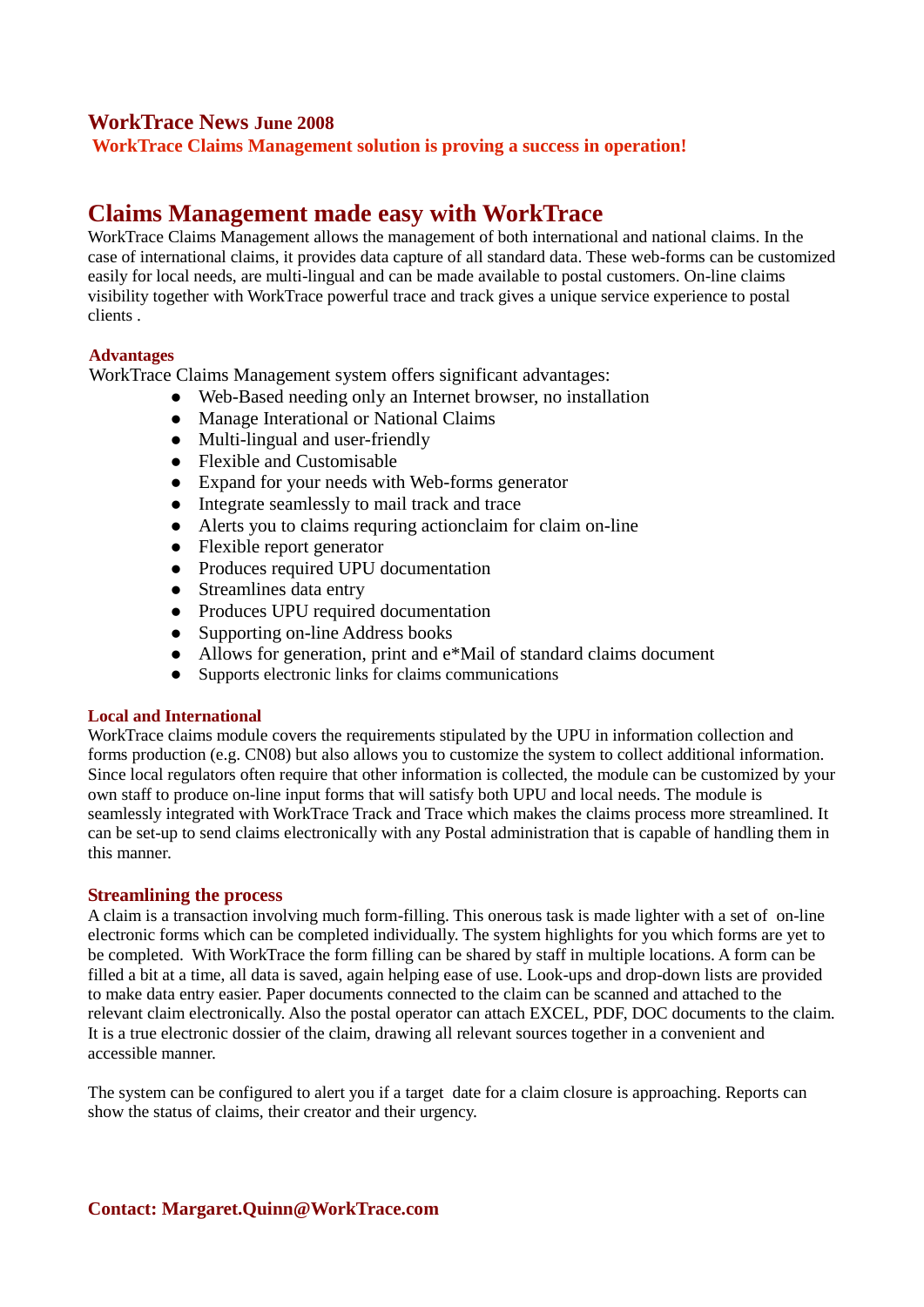# WorkTrace News June 2008

**WorkTrace Claims Management solution is proving a success in operation!**

## Claims Management made easy with WorkTrace

WorkTrace Claims Management allows the management of both international and national claims. In the case of international claims, it provides data capture of all standard data. These web-forms can be customized easily for local needs, are multi-lingual and can be made available to postal customers. On-line claims visibility together with WorkTrace powerful trace and track gives a unique service experience to postal clients .

### Advantages

WorkTrace Claims Management system offers significant advantages:

- Web-Based needing only an Internet browser, no installation
- Manage Interational or National Claims
- Multi-lingual and user-friendly
- Flexible and Customisable
- Expand for your needs with Web-forms generator
- Integrate seamlessly to mail track and trace
- Alerts you to claims requring actionclaim for claim on-line
- Flexible report generator
- Produces required UPU documentation
- Streamlines data entry
- Produces UPU required documentation
- Supporting on-line Address books
- Allows for generation, print and e*Mail of standard claims document
- Supports electronic links for claims communications

### Local and International

WorkTrace claims module covers the requirements stipulated by the UPU in information collection and forms production (e.g. CN08) but also allows you to customize the system to collect additional information. Since local regulators often require that other information is collected, the module can be customized by your own staff to produce on-line input forms that will satisfy both UPU and local needs. The module is seamlessly integrated with WorkTrace Track and Trace which makes the claims process more streamlined. It can be set-up to send claims electronically with any Postal administration that is capable of handling them in this manner.

### Streamlining the process

A claim is a transaction involving much form-filling. This onerous task is made lighter with a set of on-line electronic forms which can be completed individually. The system highlights for you which forms are yet to be completed. With WorkTrace the form filling can be shared by staff in multiple locations. A form can be filled a bit at a time, all data is saved, again helping ease of use. Look-ups and drop-down lists are provided to make data entry easier. Paper documents connected to the claim can be scanned and attached to the relevant claim electronically. Also the postal operator can attach EXCEL, PDF, DOC documents to the claim. It is a true electronic dossier of the claim, drawing all relevant sources together in a convenient and accessible manner.

The system can be configured to alert you if a target date for a claim closure is approaching. Reports can show the status of claims, their creator and their urgency.

**Contact: Margaret.Quinn@WorkTrace.com**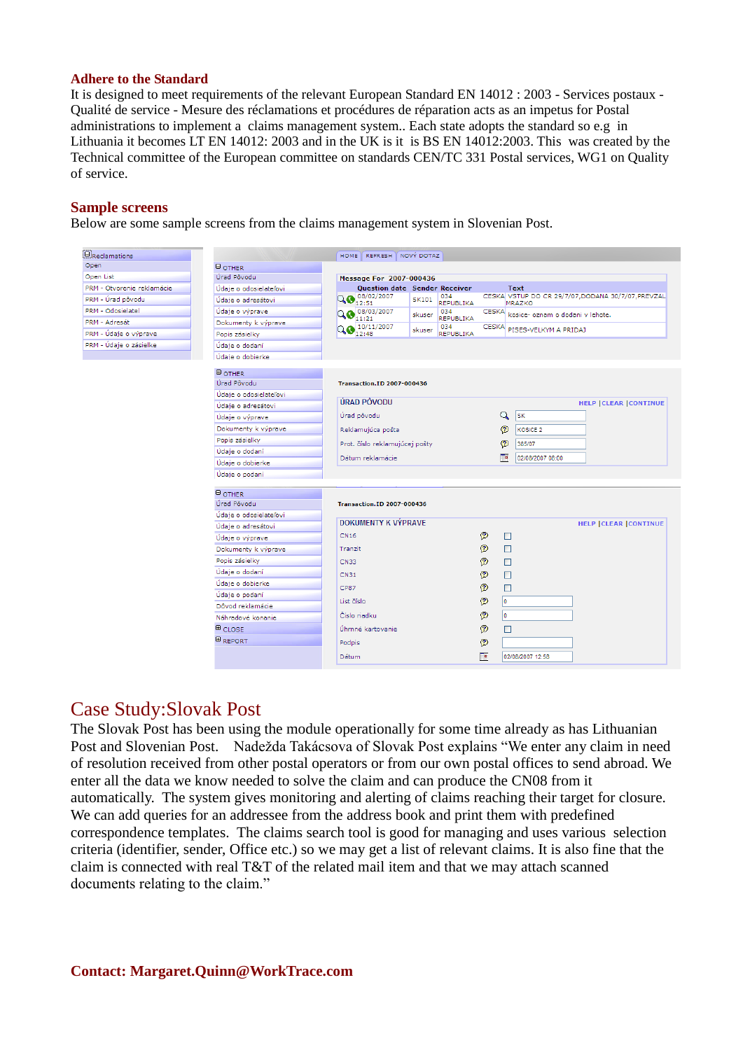**Adhere to the Standard**
It is designed to meet requirements of the relevant European Standard EN 14012 : 2003 - Services postaux - Qualité de service - Mesure des réclamations et procédures de réparation acts as an impetus for Postal administrations to implement a  claims management system.. Each state adopts the standard so e.g  in Lithuania it becomes LT EN 14012: 2003 and in the UK is it  is BS EN 14012:2003. This  was created by the Technical committee of the European committee on standards CEN/TC 331 Postal services, WG1 on Quality of service.

**Sample screens**
Below are some sample screens from the claims management system in Slovenian Post.

# Case Study:Slovak Post

The Slovak Post has been using the module operationally for some time already as has Lithuanian Post and Slovenian Post.   Nadežda Takácsova of Slovak Post explains “We enter any claim in need of resolution received from other postal operators or from our own postal offices to send abroad. We enter all the data we know needed to solve the claim and can produce the CN08 from it automatically.  The system gives monitoring and alerting of claims reaching their target for closure. We can add queries for an addressee from the address book and print them with predefined correspondence templates.  The claims search tool is good for managing and uses various  selection criteria (identifier, sender, Office etc.) so we may get a list of relevant claims. It is also fine that the claim is connected with real T&T of the related mail item and that we may attach scanned documents relating to the claim.”

**Contact: Margaret.Quinn@WorkTrace.com**